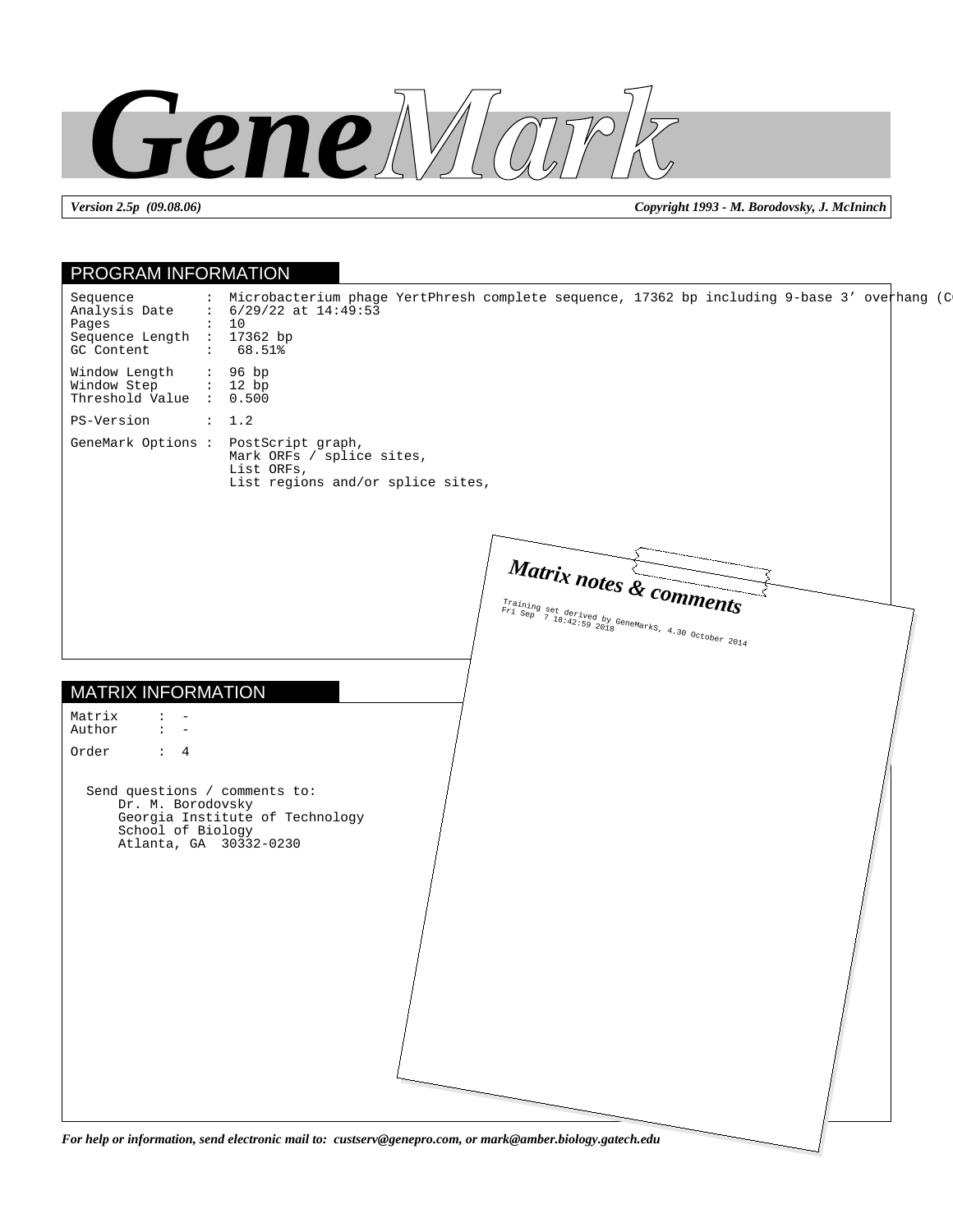# GeneMark

*Version 2.5p (09.08.06)* *Copyright 1993 - M. Borodovsky, J. McIninch*

## PROGRAM INFORMATION

```
Sequence        :  Microbacterium phage YertPhresh complete sequence, 17362 bp including 9-base 3' overhang (C
Analysis Date   :  6/29/22 at 14:49:53
Pages           :  10
Sequence Length :  17362 bp
GC Content      :   68.51%

Window Length   :  96 bp
Window Step     :  12 bp
Threshold Value :  0.500

PS-Version      :  1.2

GeneMark Options :  PostScript graph,
                    Mark ORFs / splice sites,
                    List ORFs,
                    List regions and/or splice sites,
```

## MATRIX INFORMATION

```
Matrix     :  -
Author     :  -

Order      :  4
```

Send questions / comments to:
Dr. M. Borodovsky
Georgia Institute of Technology
School of Biology
Atlanta, GA 30332-0230

### Matrix notes & comments

Training set derived by GeneMarkS, 4.30 October 2014
Fri Sep 7 18:42:59 2018

*For help or information, send electronic mail to: custserv@genepro.com, or mark@amber.biology.gatech.edu*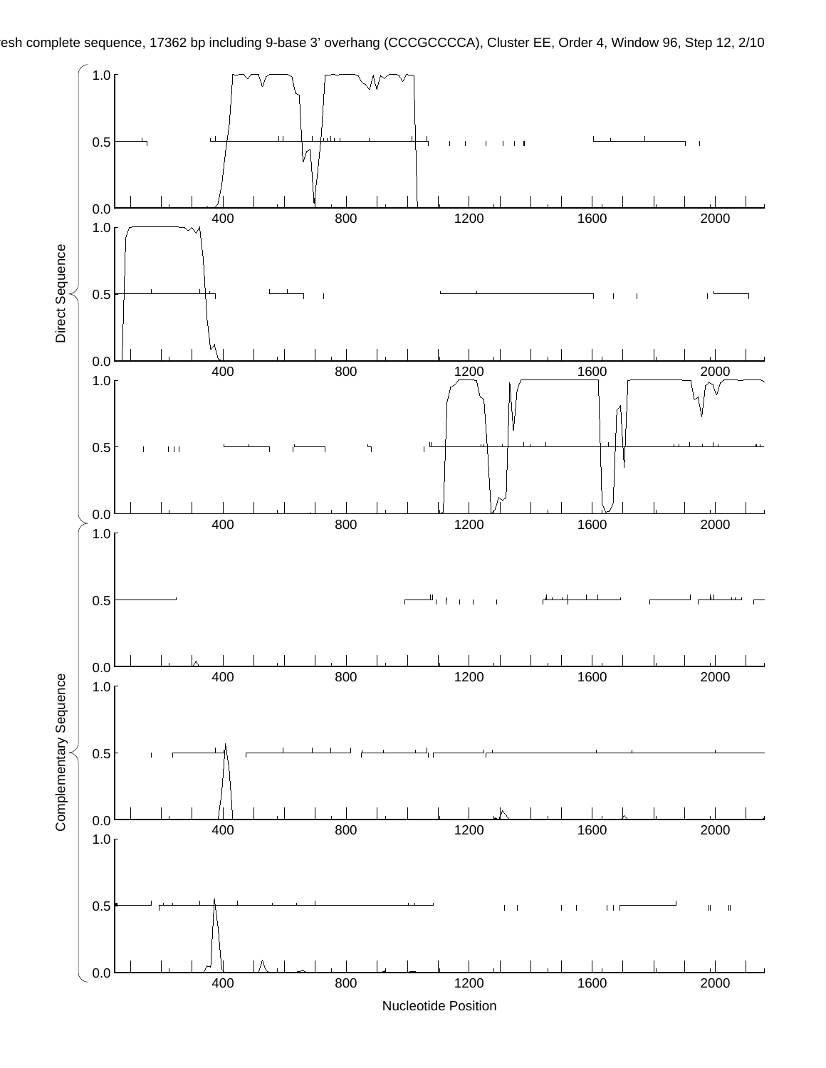esh complete sequence, 17362 bp including 9-base 3' overhang (CCCGCCCCA), Cluster EE, Order 4, Window 96, Step 12, 2/10

Direct Sequence

Complementary Sequence

Nucleotide Position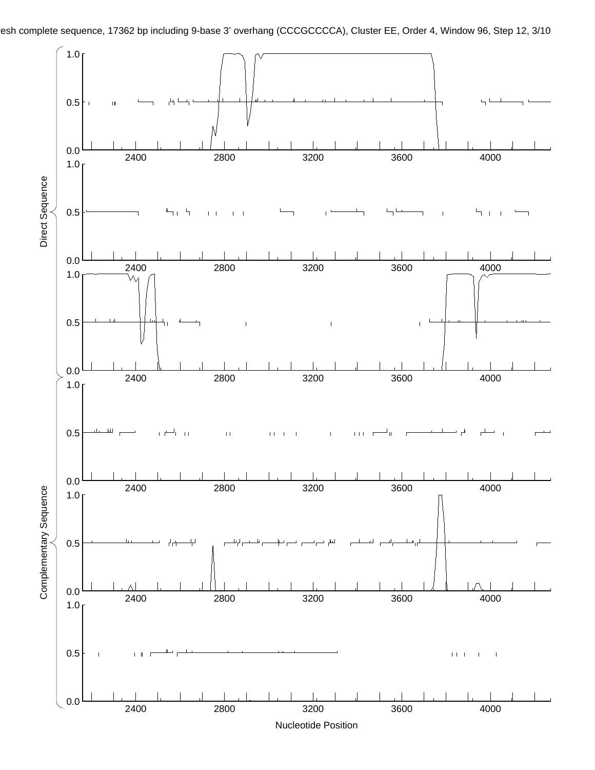Direct Sequence

Complementary Sequence

Nucleotide Position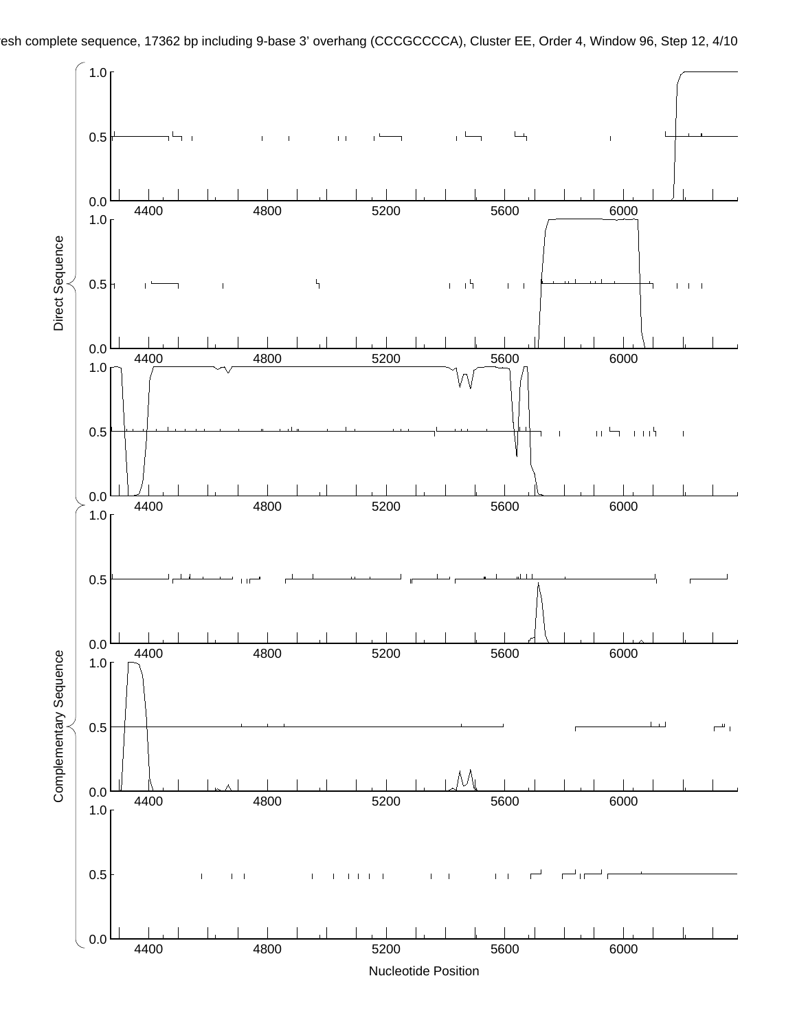esh complete sequence, 17362 bp including 9-base 3' overhang (CCCGCCCCA), Cluster EE, Order 4, Window 96, Step 12, 4/10

Direct Sequence

Complementary Sequence

Nucleotide Position

4400 4800 5200 5600 6000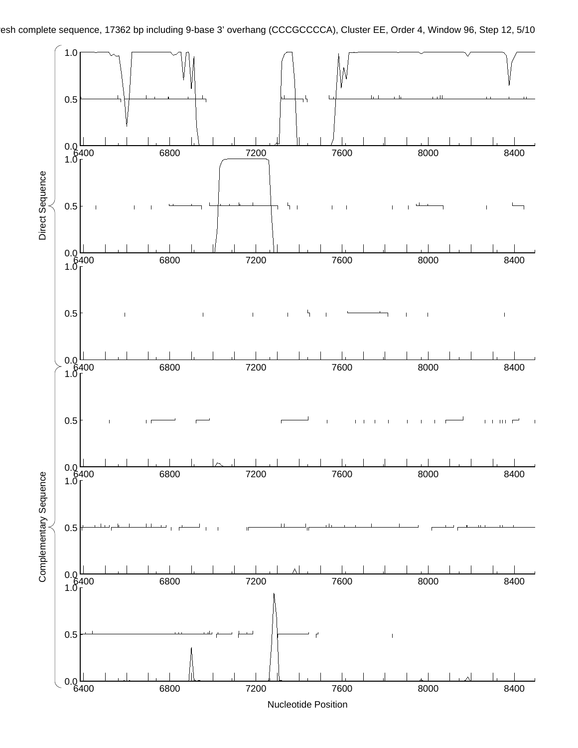esh complete sequence, 17362 bp including 9-base 3' overhang (CCCGCCCCA), Cluster EE, Order 4, Window 96, Step 12, 5/10

Direct Sequence

Complementary Sequence

Nucleotide Position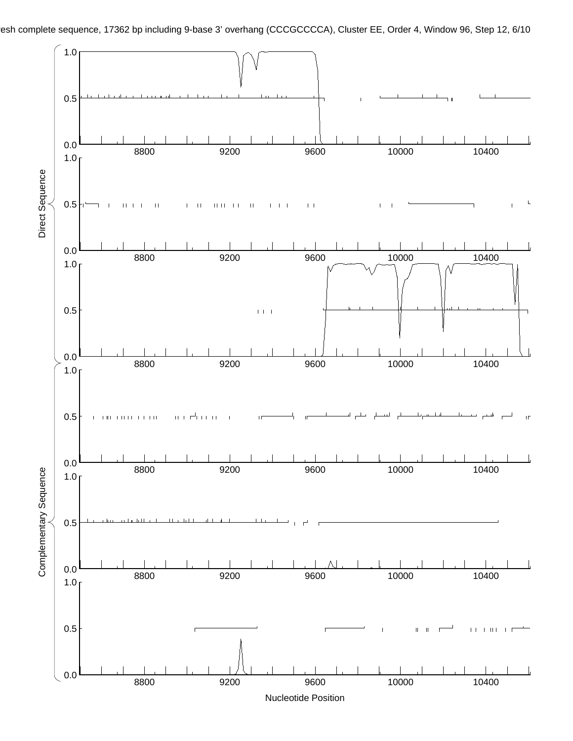esh complete sequence, 17362 bp including 9-base 3' overhang (CCCGCCCCA), Cluster EE, Order 4, Window 96, Step 12, 6/10

Direct Sequence

Complementary Sequence

Nucleotide Position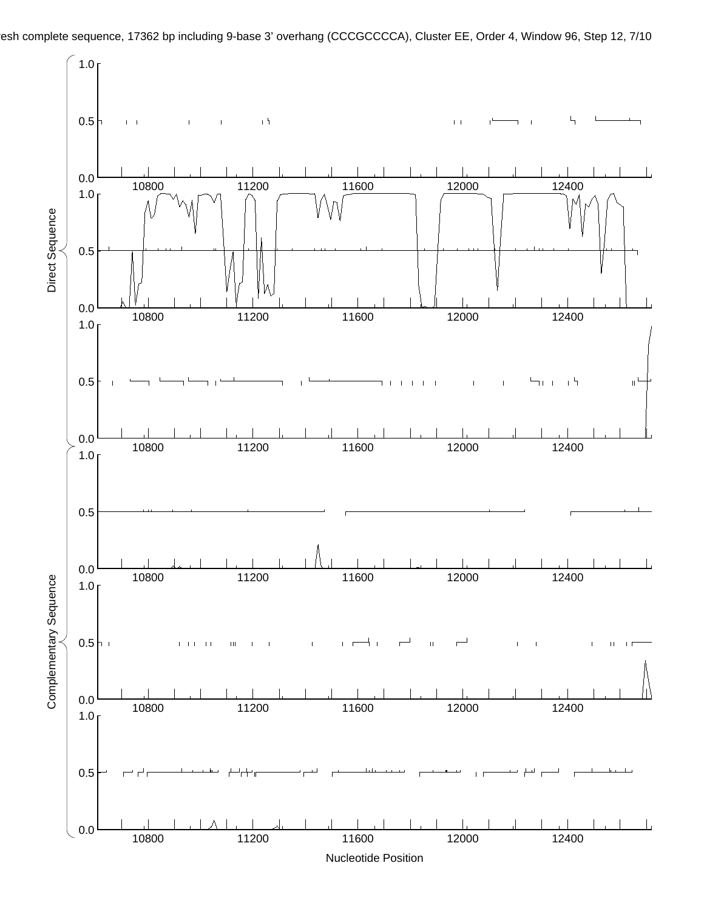esh complete sequence, 17362 bp including 9-base 3' overhang (CCCGCCCCA), Cluster EE, Order 4, Window 96, Step 12

Direct Sequence

Complementary Sequence

Nucleotide Position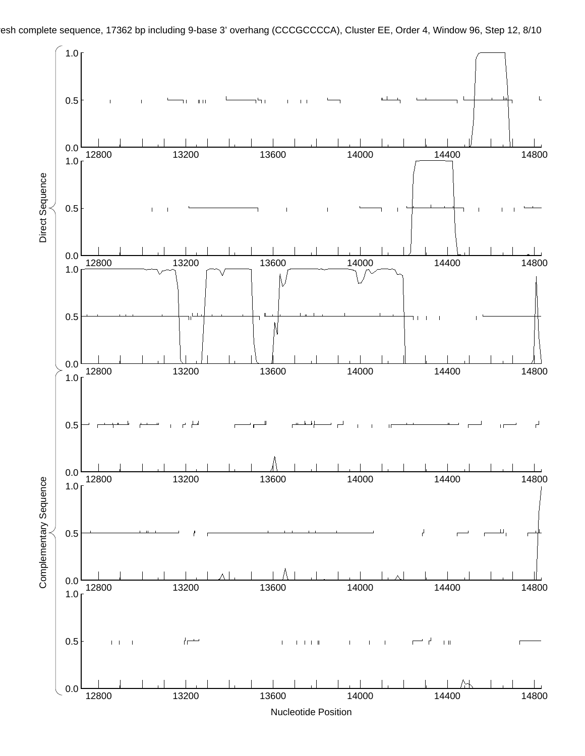esh complete sequence, 17362 bp including 9-base 3' overhang (CCCGCCCCA), Cluster EE, Order 4, Window 96, Step 12, 8/10

Direct Sequence

Complementary Sequence

Nucleotide Position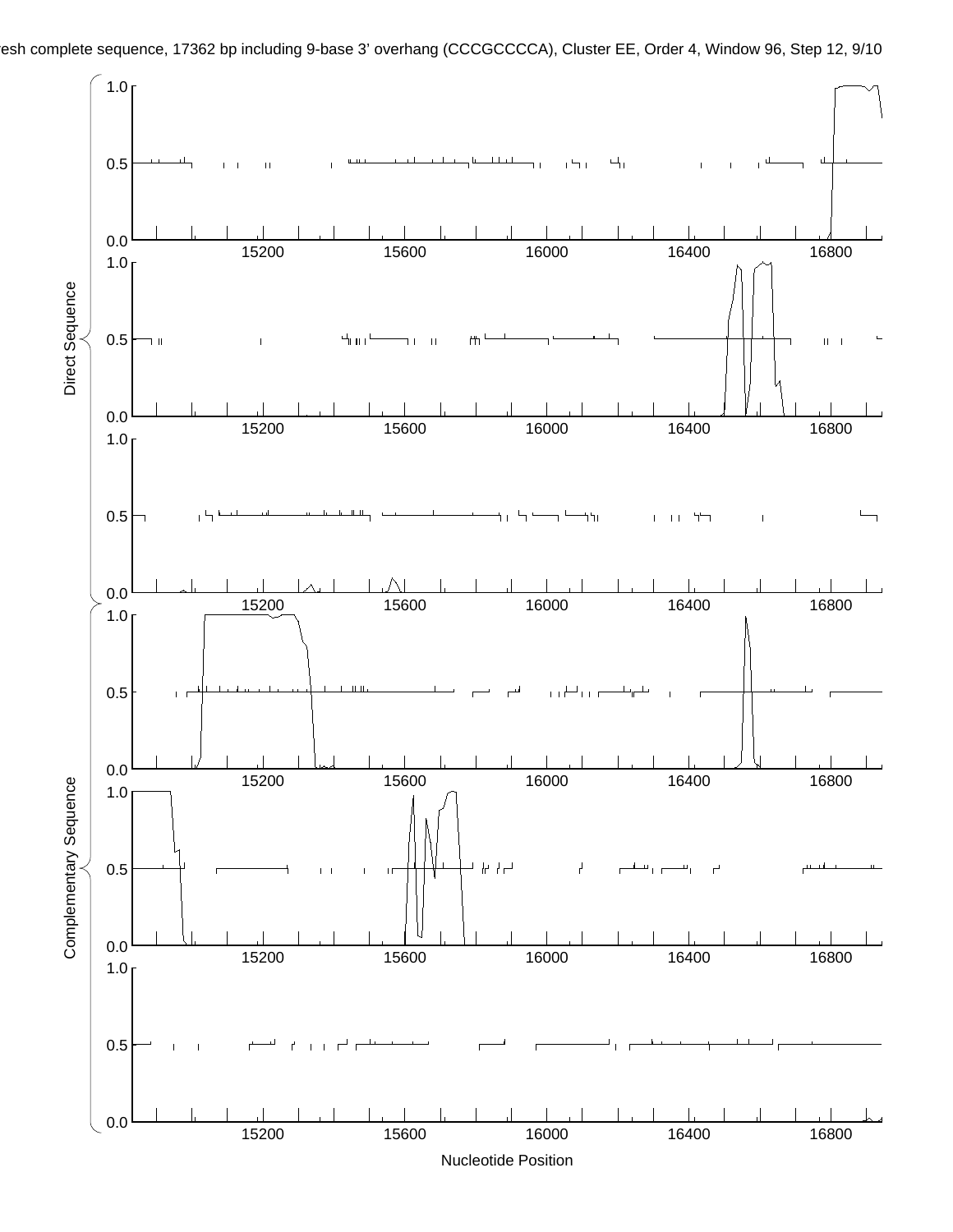esh complete sequence, 17362 bp including 9-base 3' overhang (CCCGCCCCA), Cluster EE, Order 4, Window 96, Step 12, 9/10

Direct Sequence

Complementary Sequence

Nucleotide Position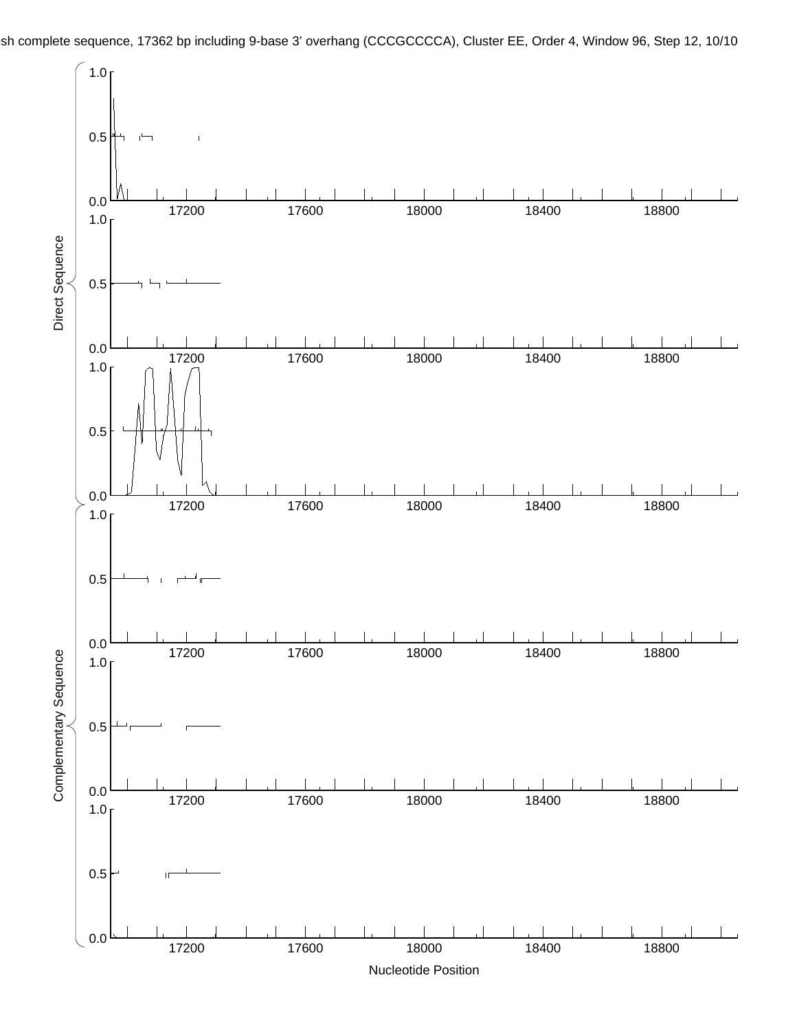sh complete sequence, 17362 bp including 9-base 3' overhang (CCCGCCCCA), Cluster EE, Order 4, Window 96, Step 12, 10/10

Direct Sequence

Complementary Sequence

1.0
0.5
0.0
17200
17600
18000
18400
18800

Nucleotide Position